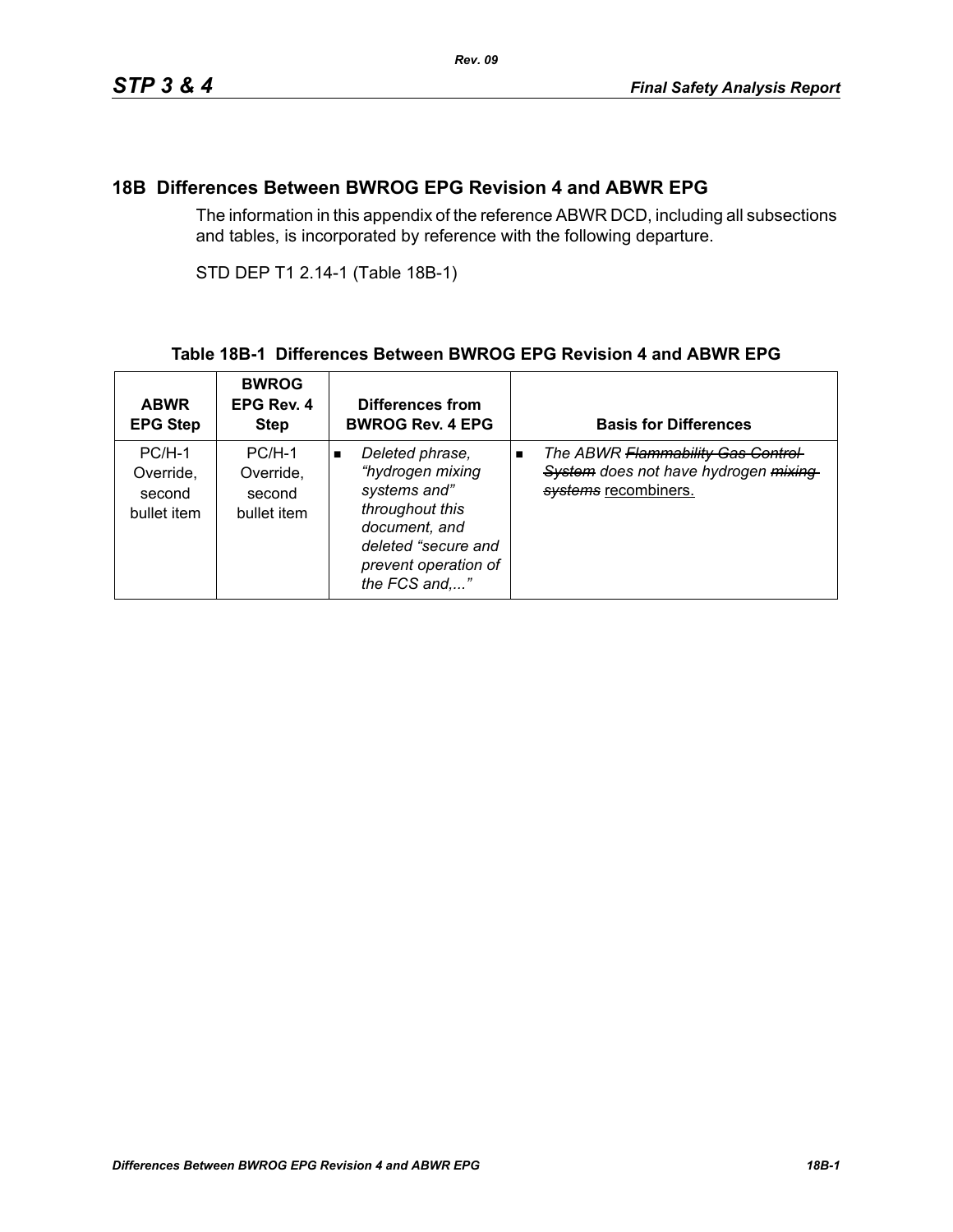# 18B Differences Between BWROG EPG Revision 4 and ABWR EPG

The information in this appendix of the reference ABWR DCD, including all subsections and tables, is incorporated by reference with the following departure.

STD DEP T1 2.14-1 (Table 18B-1)

**Table 18B-1 Differences Between BWROG EPG Revision 4 and ABWR EPG**

| ABWR EPG Step | BWROG EPG Rev. 4 Step | Differences from BWROG Rev. 4 EPG | Basis for Differences |
|---|---|---|---|
| PC/H-1 Override, second bullet item | PC/H-1 Override, second bullet item | ▪ *Deleted phrase, "hydrogen mixing systems and" throughout this document, and deleted "secure and prevent operation of the FCS and,..."* | ▪ *The ABWR ~~Flammability Gas Control System~~ does not have hydrogen ~~mixing systems~~* <u>recombiners.</u> |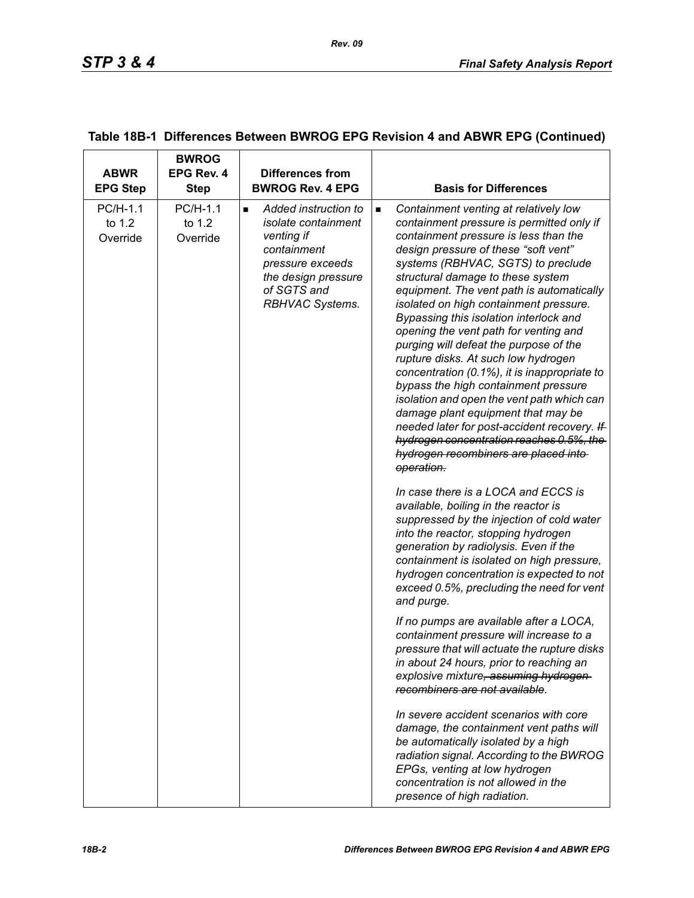## Table 18B-1 Differences Between BWROG EPG Revision 4 and ABWR EPG (Continued)

| ABWR EPG Step | BWROG EPG Rev. 4 Step | Differences from BWROG Rev. 4 EPG | Basis for Differences |
|---|---|---|---|
| PC/H-1.1 to 1.2 Override | PC/H-1.1 to 1.2 Override | ■ *Added instruction to isolate containment venting if containment pressure exceeds the design pressure of SGTS and RBHVAC Systems.* | ■ *Containment venting at relatively low containment pressure is permitted only if containment pressure is less than the design pressure of these "soft vent" systems (RBHVAC, SGTS) to preclude structural damage to these system equipment. The vent path is automatically isolated on high containment pressure. Bypassing this isolation interlock and opening the vent path for venting and purging will defeat the purpose of the rupture disks. At such low hydrogen concentration (0.1%), it is inappropriate to bypass the high containment pressure isolation and open the vent path which can damage plant equipment that may be needed later for post-accident recovery. ~~If hydrogen concentration reaches 0.5%, the hydrogen recombiners are placed into operation.~~*<br><br>*In case there is a LOCA and ECCS is available, boiling in the reactor is suppressed by the injection of cold water into the reactor, stopping hydrogen generation by radiolysis. Even if the containment is isolated on high pressure, hydrogen concentration is expected to not exceed 0.5%, precluding the need for vent and purge.*<br><br>*If no pumps are available after a LOCA, containment pressure will increase to a pressure that will actuate the rupture disks in about 24 hours, prior to reaching an explosive mixture~~, assuming hydrogen recombiners are not available~~.*<br><br>*In severe accident scenarios with core damage, the containment vent paths will be automatically isolated by a high radiation signal. According to the BWROG EPGs, venting at low hydrogen concentration is not allowed in the presence of high radiation.* |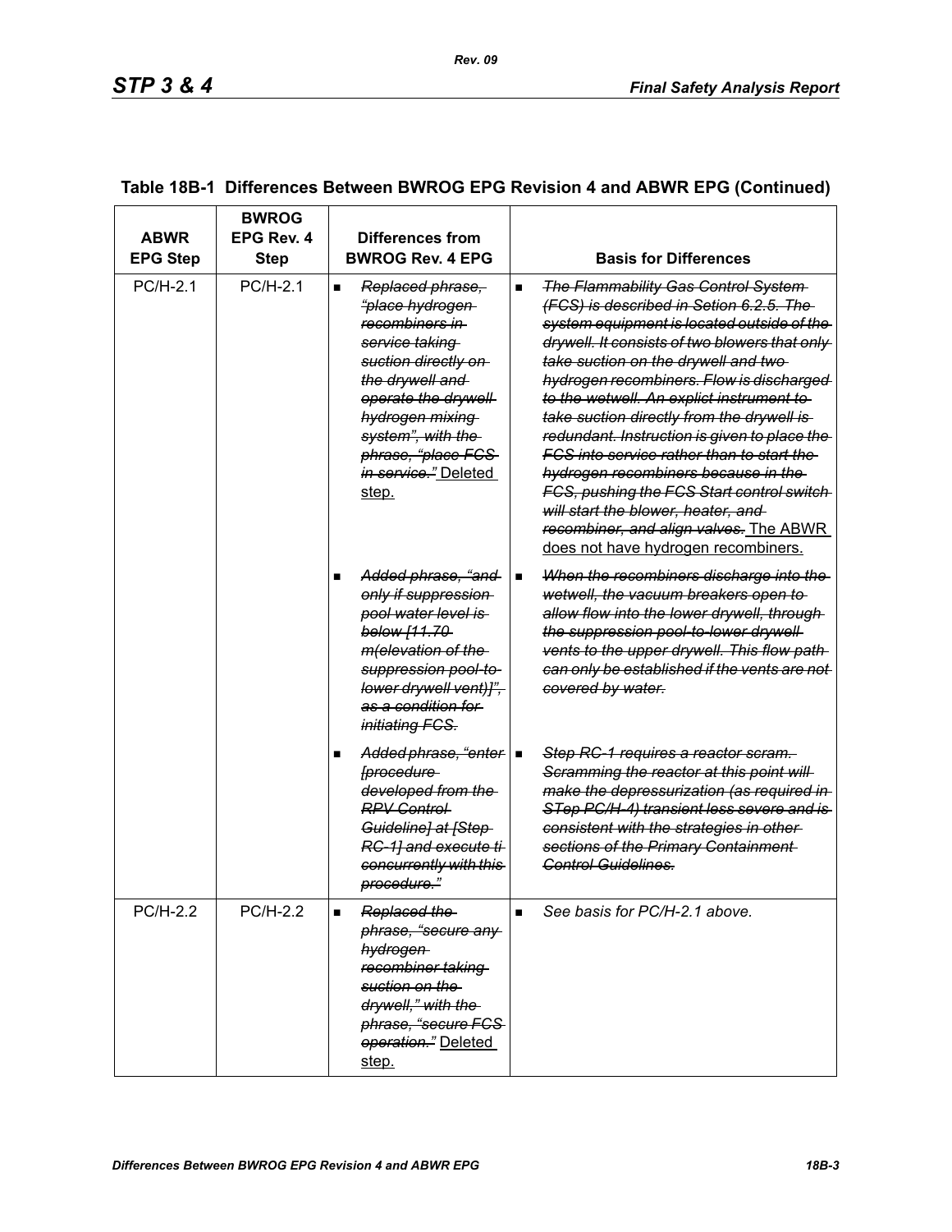## Table 18B-1 Differences Between BWROG EPG Revision 4 and ABWR EPG (Continued)

| ABWR EPG Step | BWROG EPG Rev. 4 Step | Differences from BWROG Rev. 4 EPG | Basis for Differences |
|---|---|---|---|
| PC/H-2.1 | PC/H-2.1 | ▪ ~~*Replaced phrase, "place hydrogen recombiners in service taking suction directly on the drywell and operate the drywell hydrogen mixing system", with the phrase, "place FCS in service."*~~ <u>Deleted step.</u> | ▪ ~~*The Flammability Gas Control System (FCS) is described in Setion 6.2.5. The system equipment is located outside of the drywell. It consists of two blowers that only take suction on the drywell and two hydrogen recombiners. Flow is discharged to the wetwell. An explict instrument to take suction directly from the drywell is redundant. Instruction is given to place the FCS into service rather than to start the hydrogen recombiners because in the FCS, pushing the FCS Start control switch will start the blower, heater, and recombiner, and align valves.*~~ <u>The ABWR does not have hydrogen recombiners.</u> |
| | | ▪ ~~*Added phrase, "and only if suppression pool water level is below [11.70 m(elevation of the suppression pool-to-lower drywell vent)]", as a condition for initiating FCS.*~~ | ▪ ~~*When the recombiners discharge into the wetwell, the vacuum breakers open to allow flow into the lower drywell, through the suppression pool-to-lower drywell vents to the upper drywell. This flow path can only be established if the vents are not covered by water.*~~ |
| | | ▪ ~~*Added phrase, "enter [procedure developed from the RPV Control Guideline] at [Step RC-1] and execute ti concurrently with this procedure."*~~ | ▪ ~~*Step RC-1 requires a reactor scram. Scramming the reactor at this point will make the depressurization (as required in STep PC/H-4) transient less severe and is consistent with the strategies in other sections of the Primary Containment Control Guidelines.*~~ |
| PC/H-2.2 | PC/H-2.2 | ▪ ~~*Replaced the phrase, "secure any hydrogen recombiner taking suction on the drywell," with the phrase, "secure FCS operation."*~~ <u>Deleted step.</u> | ▪ *See basis for PC/H-2.1 above.* |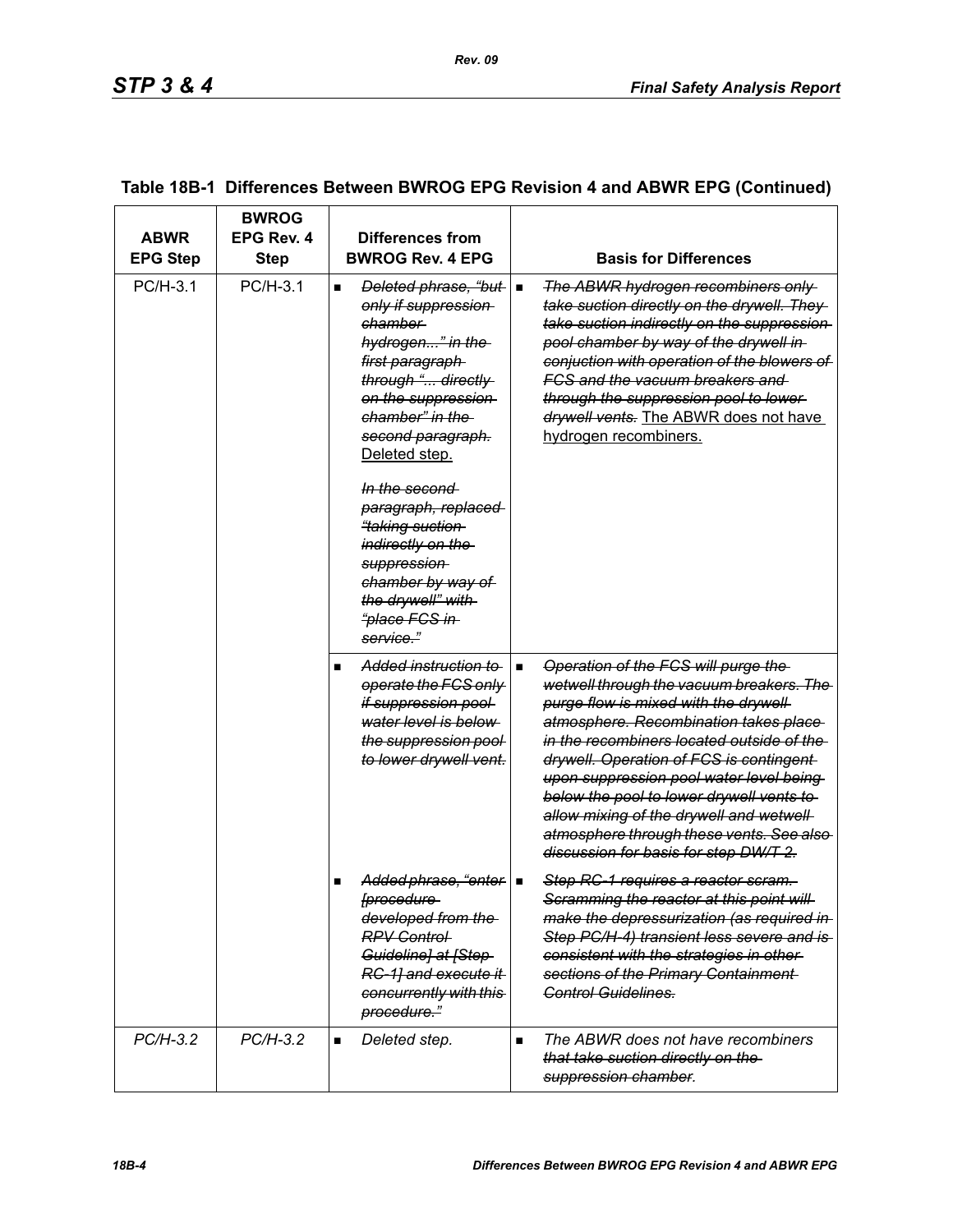## Table 18B-1 Differences Between BWROG EPG Revision 4 and ABWR EPG (Continued)

| ABWR EPG Step | BWROG EPG Rev. 4 Step | Differences from BWROG Rev. 4 EPG | Basis for Differences |
|---|---|---|---|
| PC/H-3.1 | PC/H-3.1 | ■ ~~*Deleted phrase, "but only if suppression chamber hydrogen..." in the first paragraph through "... directly on the suppression chamber" in the second paragraph.*~~ Deleted step.<br><br>~~*In the second paragraph, replaced "taking suction indirectly on the suppression chamber by way of the drywell" with "place FCS in service."*~~ | ■ ~~*The ABWR hydrogen recombiners only take suction directly on the drywell. They take suction indirectly on the suppression pool chamber by way of the drywell in conjuction with operation of the blowers of FCS and the vacuum breakers and through the suppression pool to lower drywell vents.*~~ The ABWR does not have hydrogen recombiners. |
| | | ■ ~~*Added instruction to operate the FCS only if suppression pool water level is below the suppression pool to lower drywell vent.*~~ | ■ ~~*Operation of the FCS will purge the wetwell through the vacuum breakers. The purge flow is mixed with the drywell atmosphere. Recombination takes place in the recombiners located outside of the drywell. Operation of FCS is contingent upon suppression pool water level being below the pool to lower drywell vents to allow mixing of the drywell and wetwell atmosphere through these vents. See also discussion for basis for step DW/T-2.*~~ |
| | | ■ ~~*Added phrase, "enter [procedure developed from the RPV Control Guideline] at [Step RC-1] and execute it concurrently with this procedure."*~~ | ■ ~~*Step RC-1 requires a reactor scram. Scramming the reactor at this point will make the depressurization (as required in Step PC/H-4) transient less severe and is consistent with the strategies in other sections of the Primary Containment Control Guidelines.*~~ |
| *PC/H-3.2* | *PC/H-3.2* | ■ *Deleted step.* | ■ *The ABWR does not have recombiners* ~~*that take suction directly on the suppression chamber*~~*.* |